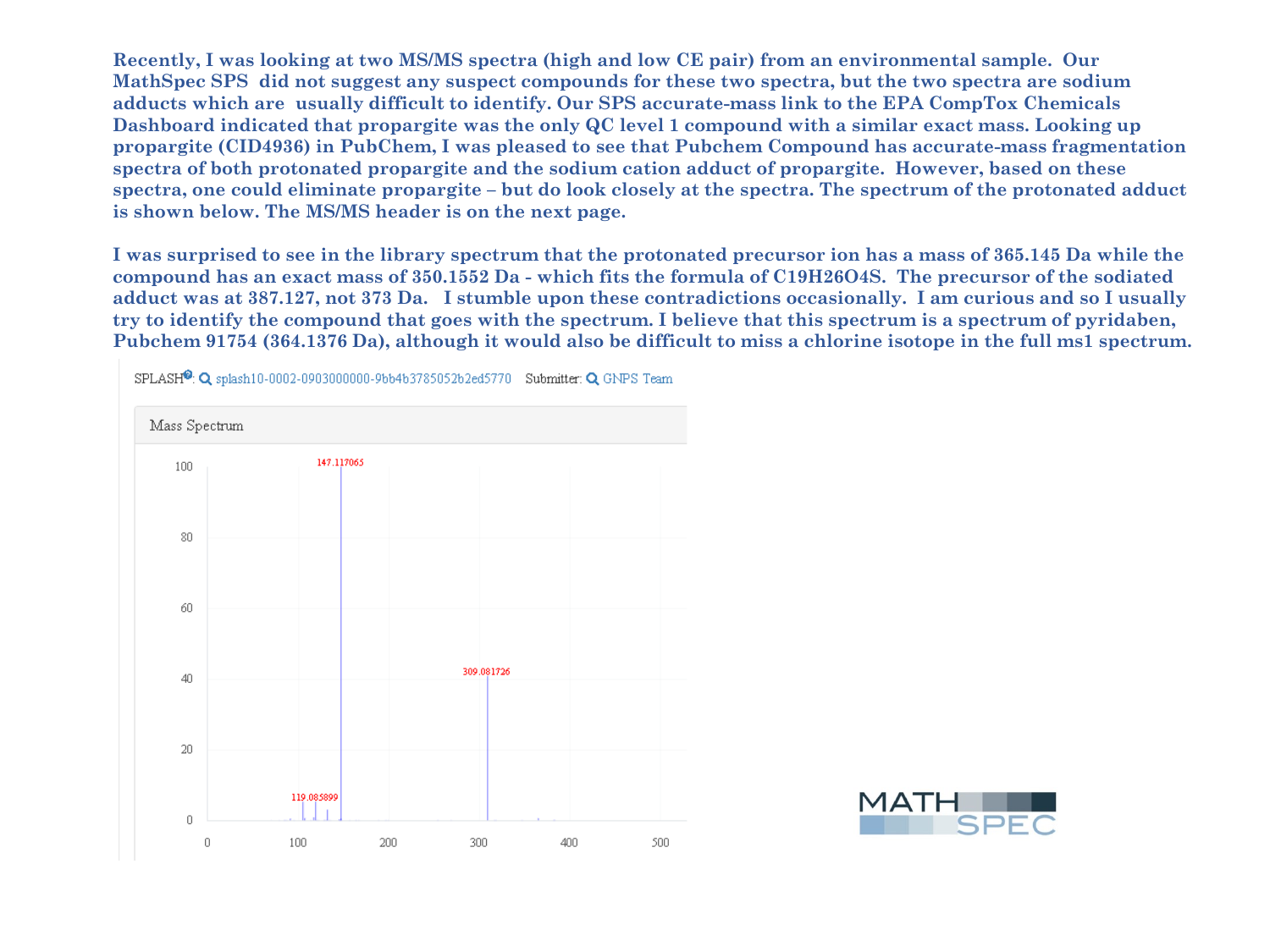**Recently, I was looking at two MS/MS spectra (high and low CE pair) from an environmental sample. Our MathSpec SPS did not suggest any suspect compounds for these two spectra, but the two spectra are sodium adducts which are usually difficult to identify. Our SPS accurate-mass link to the EPA CompTox Chemicals Dashboard indicated that propargite was the only QC level 1 compound with a similar exact mass. Looking up propargite (CID4936) in PubChem, I was pleased to see that Pubchem Compound has accurate-mass fragmentation spectra of both protonated propargite and the sodium cation adduct of propargite. However, based on these spectra, one could eliminate propargite – but do look closely at the spectra. The spectrum of the protonated adduct is shown below. The MS/MS header is on the next page.**

**I was surprised to see in the library spectrum that the protonated precursor ion has a mass of 365.145 Da while the compound has an exact mass of 350.1552 Da - which fits the formula of $C_{19}H_{26}O_4S$. The precursor of the sodiated adduct was at 387.127, not 373 Da. I stumble upon these contradictions occasionally. I am curious and so I usually try to identify the compound that goes with the spectrum. I believe that this spectrum is a spectrum of pyridaben, Pubchem 91754 (364.1376 Da), although it would also be difficult to miss a chlorine isotope in the full ms1 spectrum.**

SPLASH: splash10-0002-0903000000-9bb4b3785052b2ed5770 Submitter: GNPS Team

Mass Spectrum

Peaks labeled: 147.117065 (100), 309.081726 (~41), 119.085899 (~5)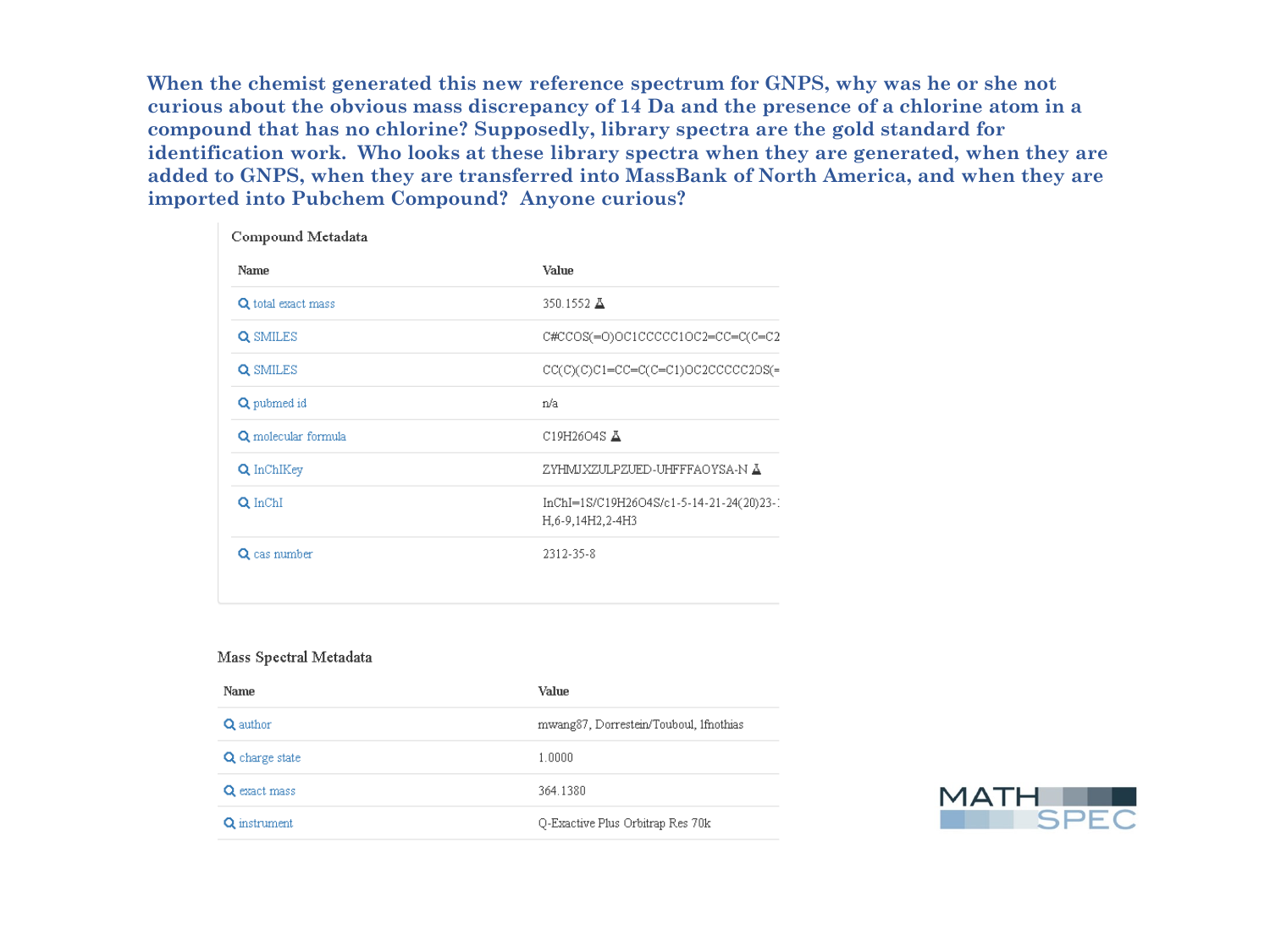**When the chemist generated this new reference spectrum for GNPS, why was he or she not curious about the obvious mass discrepancy of 14 Da and the presence of a chlorine atom in a compound that has no chlorine? Supposedly, library spectra are the gold standard for identification work. Who looks at these library spectra when they are generated, when they are added to GNPS, when they are transferred into MassBank of North America, and when they are imported into Pubchem Compound? Anyone curious?**

Compound Metadata

| Name | Value |
| --- | --- |
| total exact mass | 350.1552 |
| SMILES | C#CCOS(=O)OC1CCCCC1OC2=CC=C(C=C2 |
| SMILES | CC(C)(C)C1=CC=C(C=C1)OC2CCCCC2OS(= |
| pubmed id | n/a |
| molecular formula | C19H26O4S |
| InChIKey | ZYHMJXZULPZUED-UHFFFAOYSA-N |
| InChI | InChI=1S/C19H26O4S/c1-5-14-21-24(20)23-1 H,6-9,14H2,2-4H3 |
| cas number | 2312-35-8 |

Mass Spectral Metadata

| Name | Value |
| --- | --- |
| author | mwang87, Dorrestein/Touboul, lfnothias |
| charge state | 1.0000 |
| exact mass | 364.1380 |
| instrument | Q-Exactive Plus Orbitrap Res 70k |

MATH SPEC